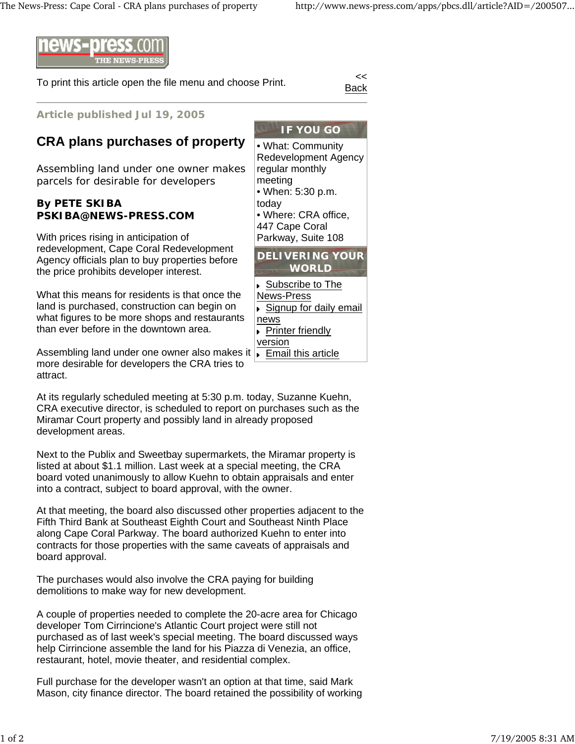news-press.com THE NEWS-PRESS

To print this article open the file menu and choose Print.

<< Back

**Article published Jul 19, 2005**

# CRA plans purchases of property

Assembling land under one owner makes parcels for desirable for developers

**By PETE SKIBA**
**PSKIBA@NEWS-PRESS.COM**

With prices rising in anticipation of redevelopment, Cape Coral Redevelopment Agency officials plan to buy properties before the price prohibits developer interest.

What this means for residents is that once the land is purchased, construction can begin on what figures to be more shops and restaurants than ever before in the downtown area.

Assembling land under one owner also makes it more desirable for developers the CRA tries to attract.

**IF YOU GO**

- What: Community Redevelopment Agency regular monthly meeting
- When: 5:30 p.m. today
- Where: CRA office, 447 Cape Coral Parkway, Suite 108

**DELIVERING YOUR WORLD**

- Subscribe to The News-Press
- Signup for daily email news
- Printer friendly version
- Email this article

At its regularly scheduled meeting at 5:30 p.m. today, Suzanne Kuehn, CRA executive director, is scheduled to report on purchases such as the Miramar Court property and possibly land in already proposed development areas.

Next to the Publix and Sweetbay supermarkets, the Miramar property is listed at about $1.1 million. Last week at a special meeting, the CRA board voted unanimously to allow Kuehn to obtain appraisals and enter into a contract, subject to board approval, with the owner.

At that meeting, the board also discussed other properties adjacent to the Fifth Third Bank at Southeast Eighth Court and Southeast Ninth Place along Cape Coral Parkway. The board authorized Kuehn to enter into contracts for those properties with the same caveats of appraisals and board approval.

The purchases would also involve the CRA paying for building demolitions to make way for new development.

A couple of properties needed to complete the 20-acre area for Chicago developer Tom Cirrincione's Atlantic Court project were still not purchased as of last week's special meeting. The board discussed ways help Cirrincione assemble the land for his Piazza di Venezia, an office, restaurant, hotel, movie theater, and residential complex.

Full purchase for the developer wasn't an option at that time, said Mark Mason, city finance director. The board retained the possibility of working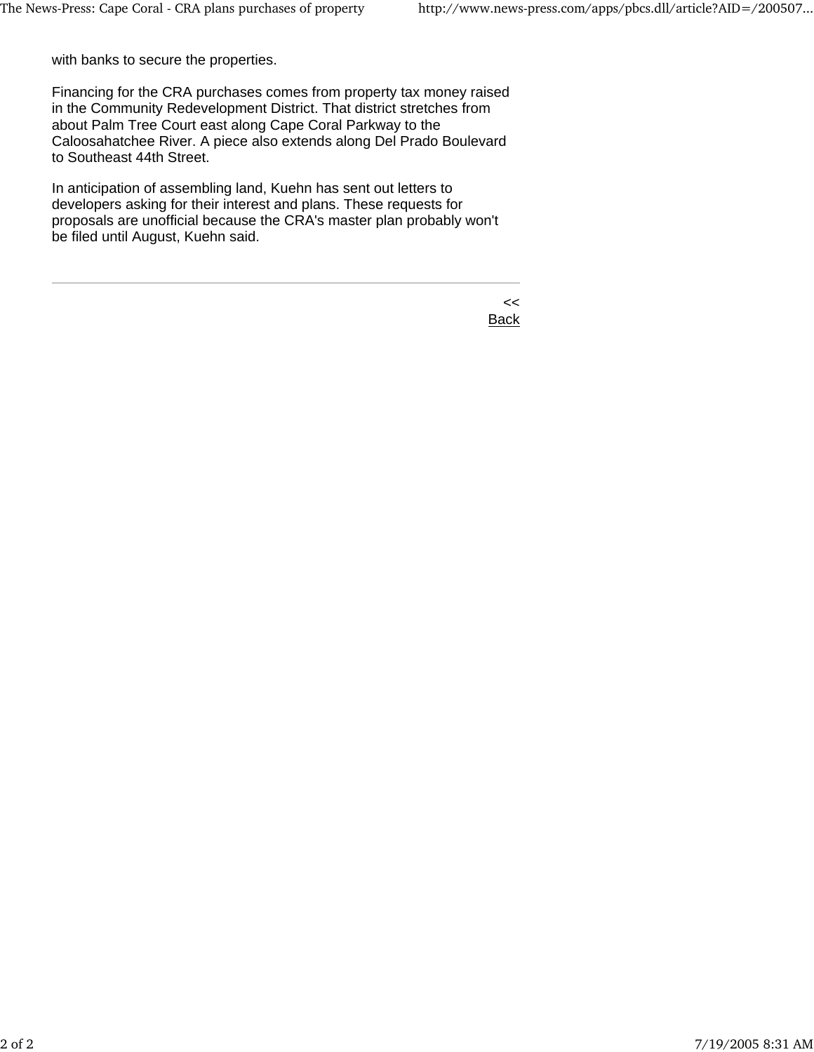with banks to secure the properties.

Financing for the CRA purchases comes from property tax money raised in the Community Redevelopment District. That district stretches from about Palm Tree Court east along Cape Coral Parkway to the Caloosahatchee River. A piece also extends along Del Prado Boulevard to Southeast 44th Street.

In anticipation of assembling land, Kuehn has sent out letters to developers asking for their interest and plans. These requests for proposals are unofficial because the CRA's master plan probably won't be filed until August, Kuehn said.

---

<< Back